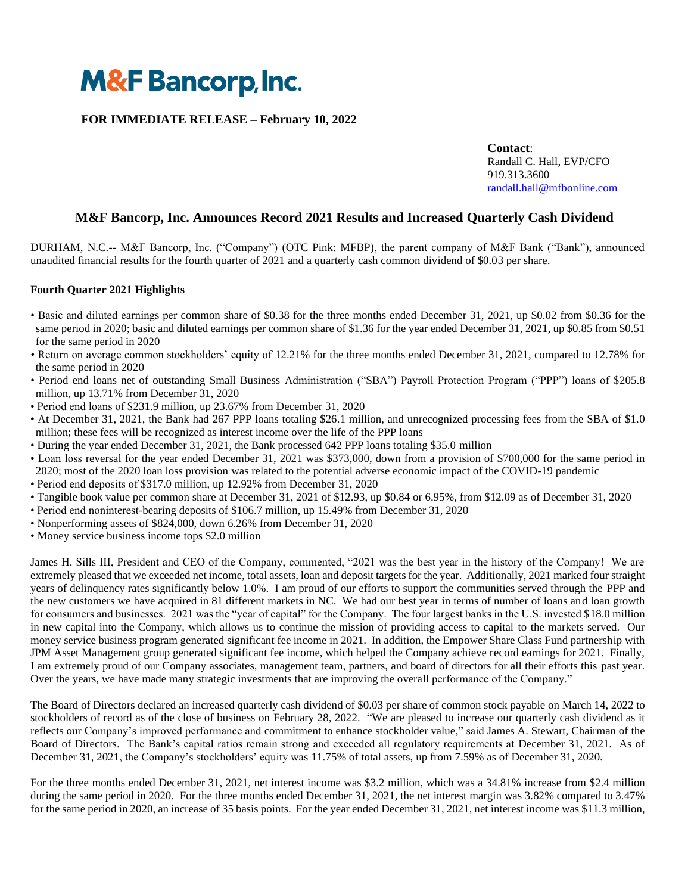# M&F Bancorp, Inc.

**FOR IMMEDIATE RELEASE – February 10, 2022**

**Contact**:
Randall C. Hall, EVP/CFO
919.313.3600
randall.hall@mfbonline.com

## M&F Bancorp, Inc. Announces Record 2021 Results and Increased Quarterly Cash Dividend

DURHAM, N.C.-- M&F Bancorp, Inc. ("Company") (OTC Pink: MFBP), the parent company of M&F Bank ("Bank"), announced unaudited financial results for the fourth quarter of 2021 and a quarterly cash common dividend of $0.03 per share.

**Fourth Quarter 2021 Highlights**

- Basic and diluted earnings per common share of $0.38 for the three months ended December 31, 2021, up $0.02 from $0.36 for the same period in 2020; basic and diluted earnings per common share of $1.36 for the year ended December 31, 2021, up $0.85 from $0.51 for the same period in 2020
- Return on average common stockholders' equity of 12.21% for the three months ended December 31, 2021, compared to 12.78% for the same period in 2020
- Period end loans net of outstanding Small Business Administration ("SBA") Payroll Protection Program ("PPP") loans of $205.8 million, up 13.71% from December 31, 2020
- Period end loans of $231.9 million, up 23.67% from December 31, 2020
- At December 31, 2021, the Bank had 267 PPP loans totaling $26.1 million, and unrecognized processing fees from the SBA of $1.0 million; these fees will be recognized as interest income over the life of the PPP loans
- During the year ended December 31, 2021, the Bank processed 642 PPP loans totaling $35.0 million
- Loan loss reversal for the year ended December 31, 2021 was $373,000, down from a provision of $700,000 for the same period in 2020; most of the 2020 loan loss provision was related to the potential adverse economic impact of the COVID-19 pandemic
- Period end deposits of $317.0 million, up 12.92% from December 31, 2020
- Tangible book value per common share at December 31, 2021 of $12.93, up $0.84 or 6.95%, from $12.09 as of December 31, 2020
- Period end noninterest-bearing deposits of $106.7 million, up 15.49% from December 31, 2020
- Nonperforming assets of $824,000, down 6.26% from December 31, 2020
- Money service business income tops $2.0 million

James H. Sills III, President and CEO of the Company, commented, "2021 was the best year in the history of the Company! We are extremely pleased that we exceeded net income, total assets, loan and deposit targets for the year. Additionally, 2021 marked four straight years of delinquency rates significantly below 1.0%. I am proud of our efforts to support the communities served through the PPP and the new customers we have acquired in 81 different markets in NC. We had our best year in terms of number of loans and loan growth for consumers and businesses. 2021 was the "year of capital" for the Company. The four largest banks in the U.S. invested $18.0 million in new capital into the Company, which allows us to continue the mission of providing access to capital to the markets served. Our money service business program generated significant fee income in 2021. In addition, the Empower Share Class Fund partnership with JPM Asset Management group generated significant fee income, which helped the Company achieve record earnings for 2021. Finally, I am extremely proud of our Company associates, management team, partners, and board of directors for all their efforts this past year. Over the years, we have made many strategic investments that are improving the overall performance of the Company."

The Board of Directors declared an increased quarterly cash dividend of $0.03 per share of common stock payable on March 14, 2022 to stockholders of record as of the close of business on February 28, 2022. "We are pleased to increase our quarterly cash dividend as it reflects our Company's improved performance and commitment to enhance stockholder value," said James A. Stewart, Chairman of the Board of Directors. The Bank's capital ratios remain strong and exceeded all regulatory requirements at December 31, 2021. As of December 31, 2021, the Company's stockholders' equity was 11.75% of total assets, up from 7.59% as of December 31, 2020.

For the three months ended December 31, 2021, net interest income was $3.2 million, which was a 34.81% increase from $2.4 million during the same period in 2020. For the three months ended December 31, 2021, the net interest margin was 3.82% compared to 3.47% for the same period in 2020, an increase of 35 basis points. For the year ended December 31, 2021, net interest income was $11.3 million,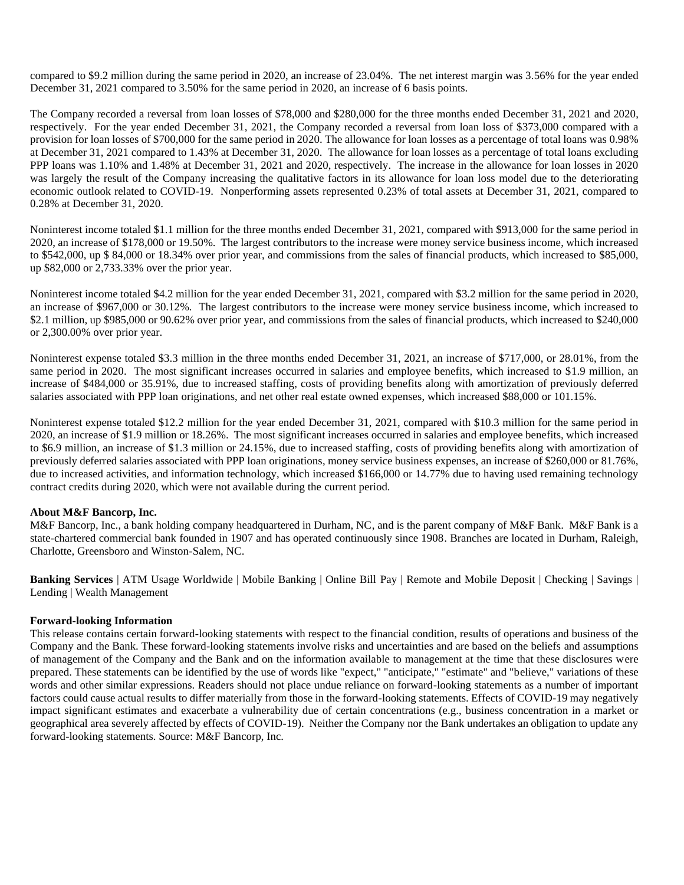compared to $9.2 million during the same period in 2020, an increase of 23.04%. The net interest margin was 3.56% for the year ended December 31, 2021 compared to 3.50% for the same period in 2020, an increase of 6 basis points.

The Company recorded a reversal from loan losses of $78,000 and $280,000 for the three months ended December 31, 2021 and 2020, respectively. For the year ended December 31, 2021, the Company recorded a reversal from loan loss of $373,000 compared with a provision for loan losses of $700,000 for the same period in 2020. The allowance for loan losses as a percentage of total loans was 0.98% at December 31, 2021 compared to 1.43% at December 31, 2020. The allowance for loan losses as a percentage of total loans excluding PPP loans was 1.10% and 1.48% at December 31, 2021 and 2020, respectively. The increase in the allowance for loan losses in 2020 was largely the result of the Company increasing the qualitative factors in its allowance for loan loss model due to the deteriorating economic outlook related to COVID-19. Nonperforming assets represented 0.23% of total assets at December 31, 2021, compared to 0.28% at December 31, 2020.

Noninterest income totaled $1.1 million for the three months ended December 31, 2021, compared with $913,000 for the same period in 2020, an increase of $178,000 or 19.50%. The largest contributors to the increase were money service business income, which increased to $542,000, up $ 84,000 or 18.34% over prior year, and commissions from the sales of financial products, which increased to $85,000, up $82,000 or 2,733.33% over the prior year.

Noninterest income totaled $4.2 million for the year ended December 31, 2021, compared with $3.2 million for the same period in 2020, an increase of $967,000 or 30.12%. The largest contributors to the increase were money service business income, which increased to $2.1 million, up $985,000 or 90.62% over prior year, and commissions from the sales of financial products, which increased to $240,000 or 2,300.00% over prior year.

Noninterest expense totaled $3.3 million in the three months ended December 31, 2021, an increase of $717,000, or 28.01%, from the same period in 2020. The most significant increases occurred in salaries and employee benefits, which increased to $1.9 million, an increase of $484,000 or 35.91%, due to increased staffing, costs of providing benefits along with amortization of previously deferred salaries associated with PPP loan originations, and net other real estate owned expenses, which increased $88,000 or 101.15%.

Noninterest expense totaled $12.2 million for the year ended December 31, 2021, compared with $10.3 million for the same period in 2020, an increase of $1.9 million or 18.26%. The most significant increases occurred in salaries and employee benefits, which increased to $6.9 million, an increase of $1.3 million or 24.15%, due to increased staffing, costs of providing benefits along with amortization of previously deferred salaries associated with PPP loan originations, money service business expenses, an increase of $260,000 or 81.76%, due to increased activities, and information technology, which increased $166,000 or 14.77% due to having used remaining technology contract credits during 2020, which were not available during the current period.

**About M&F Bancorp, Inc.**

M&F Bancorp, Inc., a bank holding company headquartered in Durham, NC, and is the parent company of M&F Bank. M&F Bank is a state-chartered commercial bank founded in 1907 and has operated continuously since 1908. Branches are located in Durham, Raleigh, Charlotte, Greensboro and Winston-Salem, NC.

**Banking Services** | ATM Usage Worldwide | Mobile Banking | Online Bill Pay | Remote and Mobile Deposit | Checking | Savings | Lending | Wealth Management

**Forward-looking Information**

This release contains certain forward-looking statements with respect to the financial condition, results of operations and business of the Company and the Bank. These forward-looking statements involve risks and uncertainties and are based on the beliefs and assumptions of management of the Company and the Bank and on the information available to management at the time that these disclosures were prepared. These statements can be identified by the use of words like "expect," "anticipate," "estimate" and "believe," variations of these words and other similar expressions. Readers should not place undue reliance on forward-looking statements as a number of important factors could cause actual results to differ materially from those in the forward-looking statements. Effects of COVID-19 may negatively impact significant estimates and exacerbate a vulnerability due of certain concentrations (e.g., business concentration in a market or geographical area severely affected by effects of COVID-19). Neither the Company nor the Bank undertakes an obligation to update any forward-looking statements. Source: M&F Bancorp, Inc.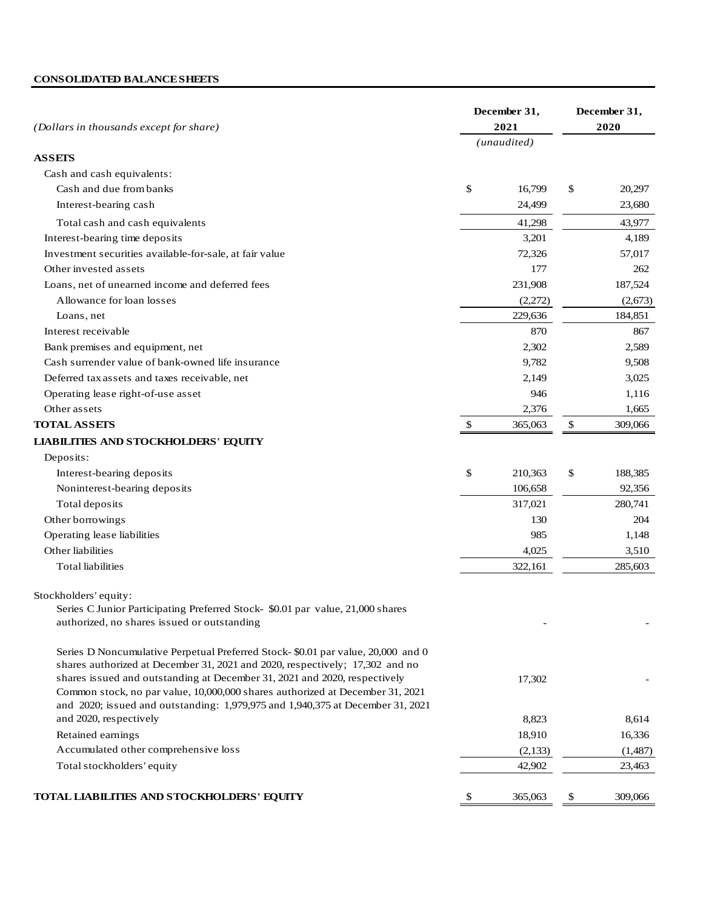**CONSOLIDATED BALANCE SHEETS**

| *(Dollars in thousands except for share)* | December 31, 2021 *(unaudited)* | December 31, 2020 |
|---|---|---|
| **ASSETS** | | |
| Cash and cash equivalents: | | |
| Cash and due from banks | $ 16,799 | $ 20,297 |
| Interest-bearing cash | 24,499 | 23,680 |
| Total cash and cash equivalents | 41,298 | 43,977 |
| Interest-bearing time deposits | 3,201 | 4,189 |
| Investment securities available-for-sale, at fair value | 72,326 | 57,017 |
| Other invested assets | 177 | 262 |
| Loans, net of unearned income and deferred fees | 231,908 | 187,524 |
| Allowance for loan losses | (2,272) | (2,673) |
| Loans, net | 229,636 | 184,851 |
| Interest receivable | 870 | 867 |
| Bank premises and equipment, net | 2,302 | 2,589 |
| Cash surrender value of bank-owned life insurance | 9,782 | 9,508 |
| Deferred tax assets and taxes receivable, net | 2,149 | 3,025 |
| Operating lease right-of-use asset | 946 | 1,116 |
| Other assets | 2,376 | 1,665 |
| **TOTAL ASSETS** | $ 365,063 | $ 309,066 |
| **LIABILITIES AND STOCKHOLDERS' EQUITY** | | |
| Deposits: | | |
| Interest-bearing deposits | $ 210,363 | $ 188,385 |
| Noninterest-bearing deposits | 106,658 | 92,356 |
| Total deposits | 317,021 | 280,741 |
| Other borrowings | 130 | 204 |
| Operating lease liabilities | 985 | 1,148 |
| Other liabilities | 4,025 | 3,510 |
| Total liabilities | 322,161 | 285,603 |
| Stockholders' equity: | | |
| Series C Junior Participating Preferred Stock- $0.01 par value, 21,000 shares authorized, no shares issued or outstanding | - | - |
| Series D Noncumulative Perpetual Preferred Stock- $0.01 par value, 20,000 and 0 shares authorized at December 31, 2021 and 2020, respectively; 17,302 and no shares issued and outstanding at December 31, 2021 and 2020, respectively | 17,302 | - |
| Common stock, no par value, 10,000,000 shares authorized at December 31, 2021 and 2020; issued and outstanding: 1,979,975 and 1,940,375 at December 31, 2021 and 2020, respectively | 8,823 | 8,614 |
| Retained earnings | 18,910 | 16,336 |
| Accumulated other comprehensive loss | (2,133) | (1,487) |
| Total stockholders' equity | 42,902 | 23,463 |
| **TOTAL LIABILITIES AND STOCKHOLDERS' EQUITY** | $ 365,063 | $ 309,066 |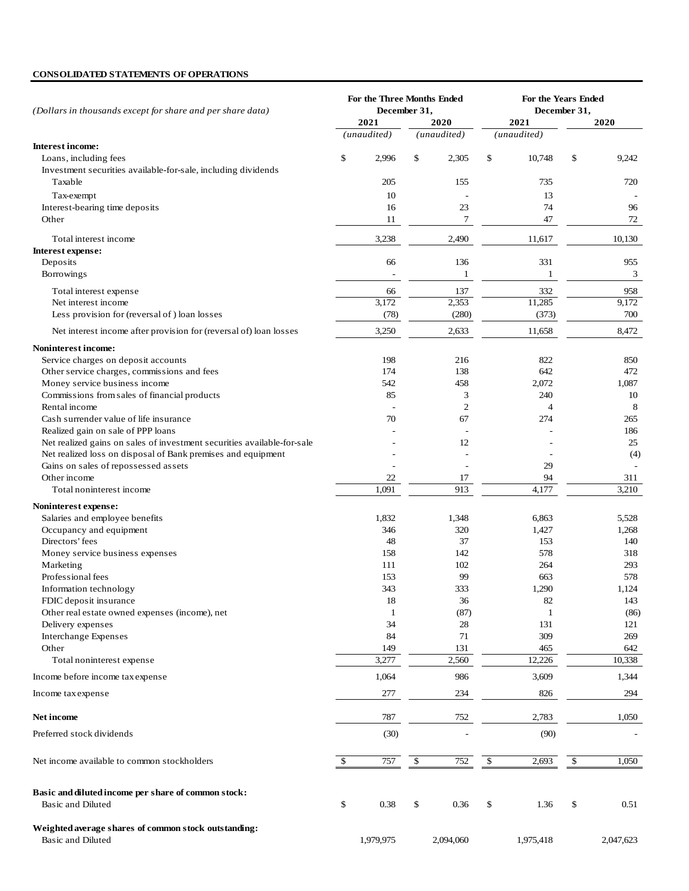**CONSOLIDATED STATEMENTS OF OPERATIONS**

| *(Dollars in thousands except for share and per share data)* | For the Three Months Ended December 31, | | For the Years Ended December 31, | |
|---|---|---|---|---|
| | 2021 | 2020 | 2021 | 2020 |
| | *(unaudited)* | *(unaudited)* | *(unaudited)* | |
| **Interest income:** | | | | |
| Loans, including fees | $ 2,996 | $ 2,305 | $ 10,748 | $ 9,242 |
| Investment securities available-for-sale, including dividends | | | | |
| Taxable | 205 | 155 | 735 | 720 |
| Tax-exempt | 10 | - | 13 | - |
| Interest-bearing time deposits | 16 | 23 | 74 | 96 |
| Other | 11 | 7 | 47 | 72 |
| Total interest income | 3,238 | 2,490 | 11,617 | 10,130 |
| **Interest expense:** | | | | |
| Deposits | 66 | 136 | 331 | 955 |
| Borrowings | - | 1 | 1 | 3 |
| Total interest expense | 66 | 137 | 332 | 958 |
| Net interest income | 3,172 | 2,353 | 11,285 | 9,172 |
| Less provision for (reversal of ) loan losses | (78) | (280) | (373) | 700 |
| Net interest income after provision for (reversal of) loan losses | 3,250 | 2,633 | 11,658 | 8,472 |
| **Noninterest income:** | | | | |
| Service charges on deposit accounts | 198 | 216 | 822 | 850 |
| Other service charges, commissions and fees | 174 | 138 | 642 | 472 |
| Money service business income | 542 | 458 | 2,072 | 1,087 |
| Commissions from sales of financial products | 85 | 3 | 240 | 10 |
| Rental income | - | 2 | 4 | 8 |
| Cash surrender value of life insurance | 70 | 67 | 274 | 265 |
| Realized gain on sale of PPP loans | - | - | - | 186 |
| Net realized gains on sales of investment securities available-for-sale | - | 12 | - | 25 |
| Net realized loss on disposal of Bank premises and equipment | - | - | - | (4) |
| Gains on sales of repossessed assets | - | - | 29 | - |
| Other income | 22 | 17 | 94 | 311 |
| Total noninterest income | 1,091 | 913 | 4,177 | 3,210 |
| **Noninterest expense:** | | | | |
| Salaries and employee benefits | 1,832 | 1,348 | 6,863 | 5,528 |
| Occupancy and equipment | 346 | 320 | 1,427 | 1,268 |
| Directors' fees | 48 | 37 | 153 | 140 |
| Money service business expenses | 158 | 142 | 578 | 318 |
| Marketing | 111 | 102 | 264 | 293 |
| Professional fees | 153 | 99 | 663 | 578 |
| Information technology | 343 | 333 | 1,290 | 1,124 |
| FDIC deposit insurance | 18 | 36 | 82 | 143 |
| Other real estate owned expenses (income), net | 1 | (87) | 1 | (86) |
| Delivery expenses | 34 | 28 | 131 | 121 |
| Interchange Expenses | 84 | 71 | 309 | 269 |
| Other | 149 | 131 | 465 | 642 |
| Total noninterest expense | 3,277 | 2,560 | 12,226 | 10,338 |
| Income before income tax expense | 1,064 | 986 | 3,609 | 1,344 |
| Income tax expense | 277 | 234 | 826 | 294 |
| **Net income** | 787 | 752 | 2,783 | 1,050 |
| Preferred stock dividends | (30) | - | (90) | - |
| Net income available to common stockholders | $ 757 | $ 752 | $ 2,693 | $ 1,050 |
| **Basic and diluted income per share of common stock:** | | | | |
| Basic and Diluted | $ 0.38 | $ 0.36 | $ 1.36 | $ 0.51 |
| **Weighted average shares of common stock outstanding:** | | | | |
| Basic and Diluted | 1,979,975 | 2,094,060 | 1,975,418 | 2,047,623 |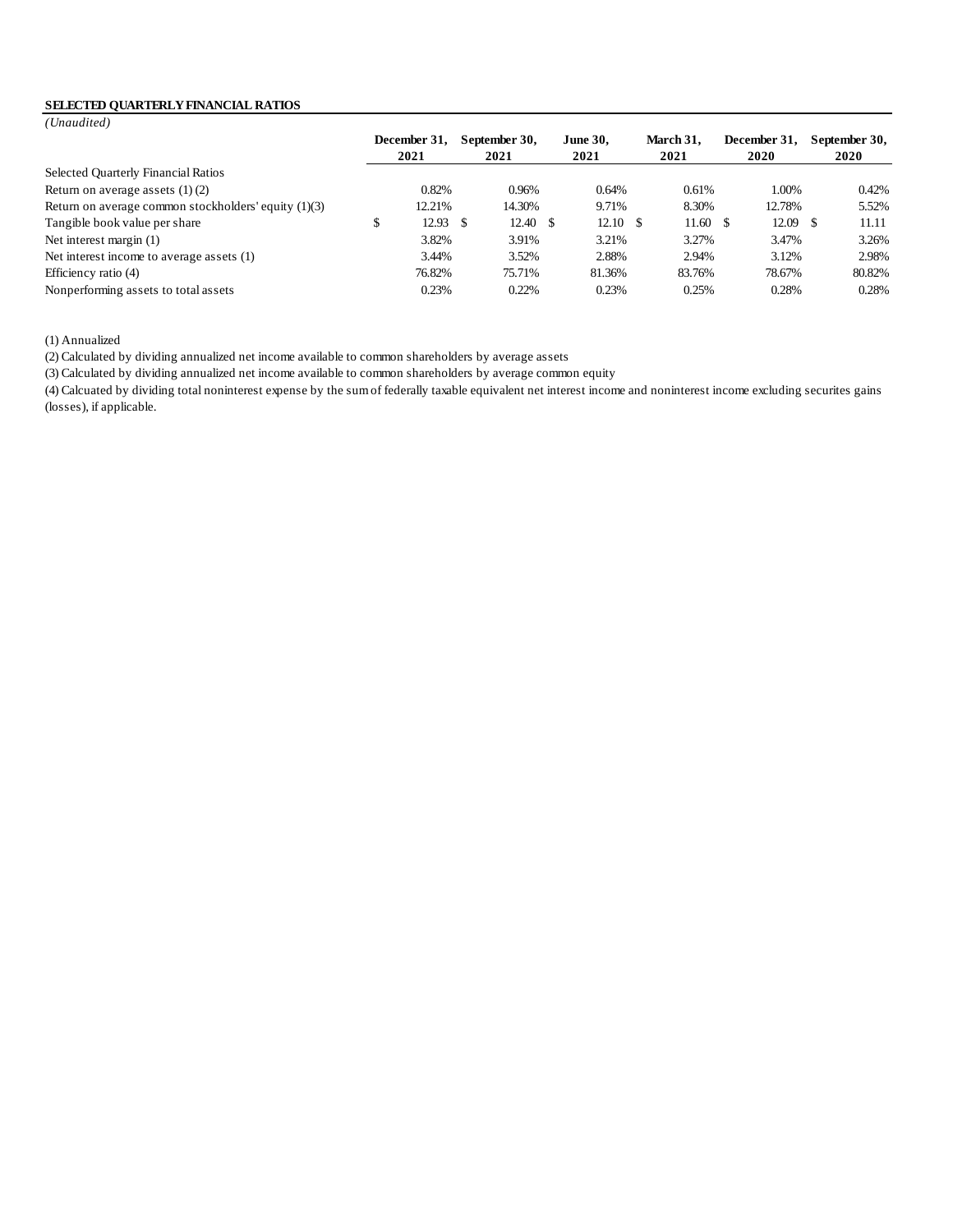**SELECTED QUARTERLY FINANCIAL RATIOS**

*(Unaudited)*

| | December 31, 2021 | September 30, 2021 | June 30, 2021 | March 31, 2021 | December 31, 2020 | September 30, 2020 |
|---|---|---|---|---|---|---|
| Selected Quarterly Financial Ratios | | | | | | |
| Return on average assets (1) (2) | 0.82% | 0.96% | 0.64% | 0.61% | 1.00% | 0.42% |
| Return on average common stockholders' equity (1)(3) | 12.21% | 14.30% | 9.71% | 8.30% | 12.78% | 5.52% |
| Tangible book value per share | $ 12.93 | $ 12.40 | $ 12.10 | $ 11.60 | $ 12.09 | $ 11.11 |
| Net interest margin (1) | 3.82% | 3.91% | 3.21% | 3.27% | 3.47% | 3.26% |
| Net interest income to average assets (1) | 3.44% | 3.52% | 2.88% | 2.94% | 3.12% | 2.98% |
| Efficiency ratio (4) | 76.82% | 75.71% | 81.36% | 83.76% | 78.67% | 80.82% |
| Nonperforming assets to total assets | 0.23% | 0.22% | 0.23% | 0.25% | 0.28% | 0.28% |

(1) Annualized

(2) Calculated by dividing annualized net income available to common shareholders by average assets

(3) Calculated by dividing annualized net income available to common shareholders by average common equity

(4) Calcuated by dividing total noninterest expense by the sum of federally taxable equivalent net interest income and noninterest income excluding securites gains (losses), if applicable.